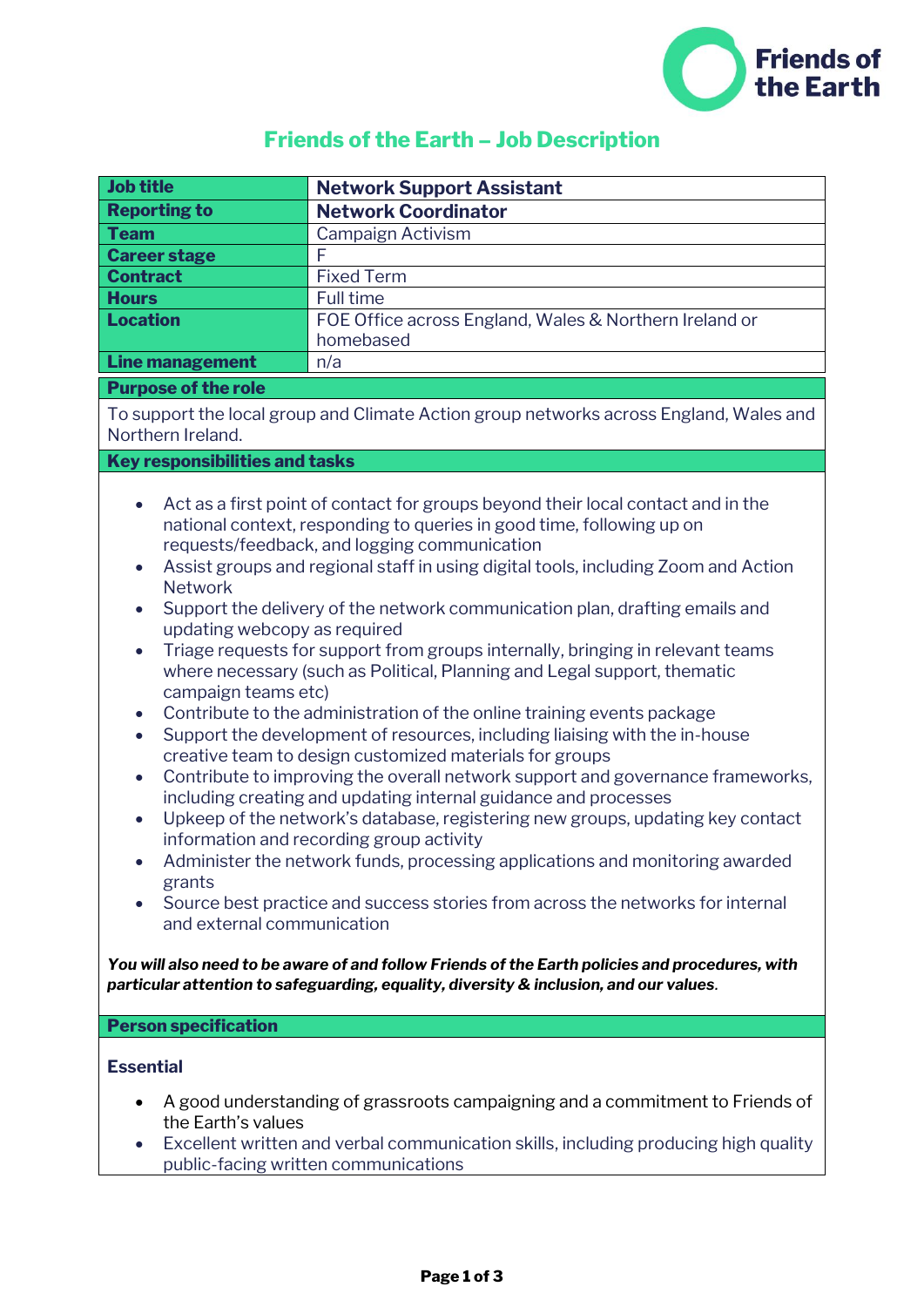# Friends of the Earth – Job Description

| Job title | **Network Support Assistant** |
| --- | --- |
| Reporting to | **Network Coordinator** |
| Team | Campaign Activism |
| Career stage | F |
| Contract | Fixed Term |
| Hours | Full time |
| Location | FOE Office across England, Wales & Northern Ireland or homebased |
| Line management | n/a |

## Purpose of the role

To support the local group and Climate Action group networks across England, Wales and Northern Ireland.

## Key responsibilities and tasks

- Act as a first point of contact for groups beyond their local contact and in the national context, responding to queries in good time, following up on requests/feedback, and logging communication
- Assist groups and regional staff in using digital tools, including Zoom and Action Network
- Support the delivery of the network communication plan, drafting emails and updating webcopy as required
- Triage requests for support from groups internally, bringing in relevant teams where necessary (such as Political, Planning and Legal support, thematic campaign teams etc)
- Contribute to the administration of the online training events package
- Support the development of resources, including liaising with the in-house creative team to design customized materials for groups
- Contribute to improving the overall network support and governance frameworks, including creating and updating internal guidance and processes
- Upkeep of the network's database, registering new groups, updating key contact information and recording group activity
- Administer the network funds, processing applications and monitoring awarded grants
- Source best practice and success stories from across the networks for internal and external communication

***You will also need to be aware of and follow Friends of the Earth policies and procedures, with particular attention to safeguarding, equality, diversity & inclusion, and our values.***

## Person specification

### Essential

- A good understanding of grassroots campaigning and a commitment to Friends of the Earth's values
- Excellent written and verbal communication skills, including producing high quality public-facing written communications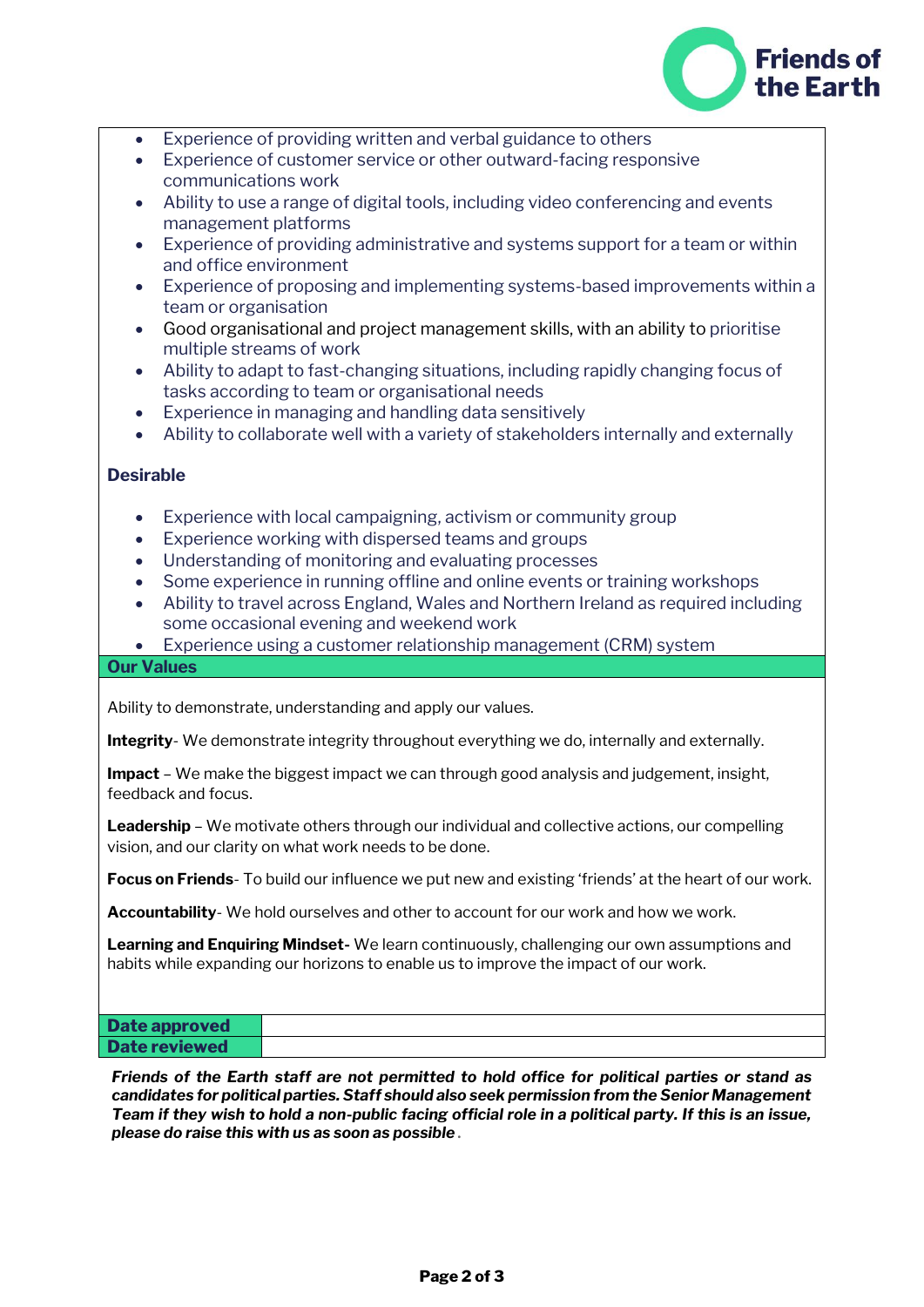- Experience of providing written and verbal guidance to others
- Experience of customer service or other outward-facing responsive communications work
- Ability to use a range of digital tools, including video conferencing and events management platforms
- Experience of providing administrative and systems support for a team or within and office environment
- Experience of proposing and implementing systems-based improvements within a team or organisation
- Good organisational and project management skills, with an ability to prioritise multiple streams of work
- Ability to adapt to fast-changing situations, including rapidly changing focus of tasks according to team or organisational needs
- Experience in managing and handling data sensitively
- Ability to collaborate well with a variety of stakeholders internally and externally

**Desirable**

- Experience with local campaigning, activism or community group
- Experience working with dispersed teams and groups
- Understanding of monitoring and evaluating processes
- Some experience in running offline and online events or training workshops
- Ability to travel across England, Wales and Northern Ireland as required including some occasional evening and weekend work
- Experience using a customer relationship management (CRM) system

**Our Values**

Ability to demonstrate, understanding and apply our values.

**Integrity**- We demonstrate integrity throughout everything we do, internally and externally.

**Impact** – We make the biggest impact we can through good analysis and judgement, insight, feedback and focus.

**Leadership** – We motivate others through our individual and collective actions, our compelling vision, and our clarity on what work needs to be done.

**Focus on Friends**- To build our influence we put new and existing 'friends' at the heart of our work.

**Accountability**- We hold ourselves and other to account for our work and how we work.

**Learning and Enquiring Mindset-** We learn continuously, challenging our own assumptions and habits while expanding our horizons to enable us to improve the impact of our work.

| **Date approved** | |
|---|---|
| **Date reviewed** | |

***Friends of the Earth staff are not permitted to hold office for political parties or stand as candidates for political parties. Staff should also seek permission from the Senior Management Team if they wish to hold a non-public facing official role in a political party. If this is an issue, please do raise this with us as soon as possible*** .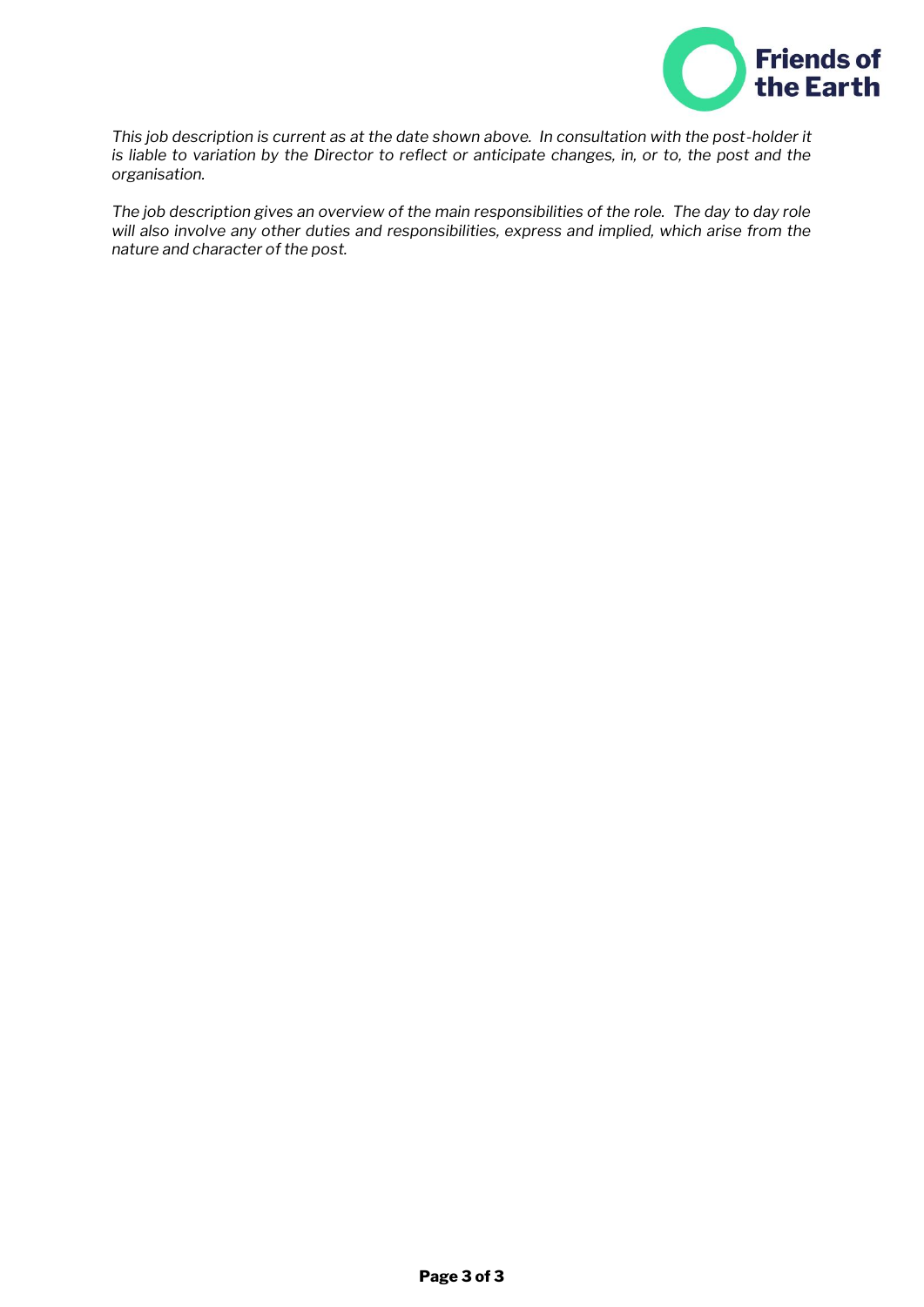*This job description is current as at the date shown above. In consultation with the post-holder it is liable to variation by the Director to reflect or anticipate changes, in, or to, the post and the organisation.*

*The job description gives an overview of the main responsibilities of the role. The day to day role will also involve any other duties and responsibilities, express and implied, which arise from the nature and character of the post.*